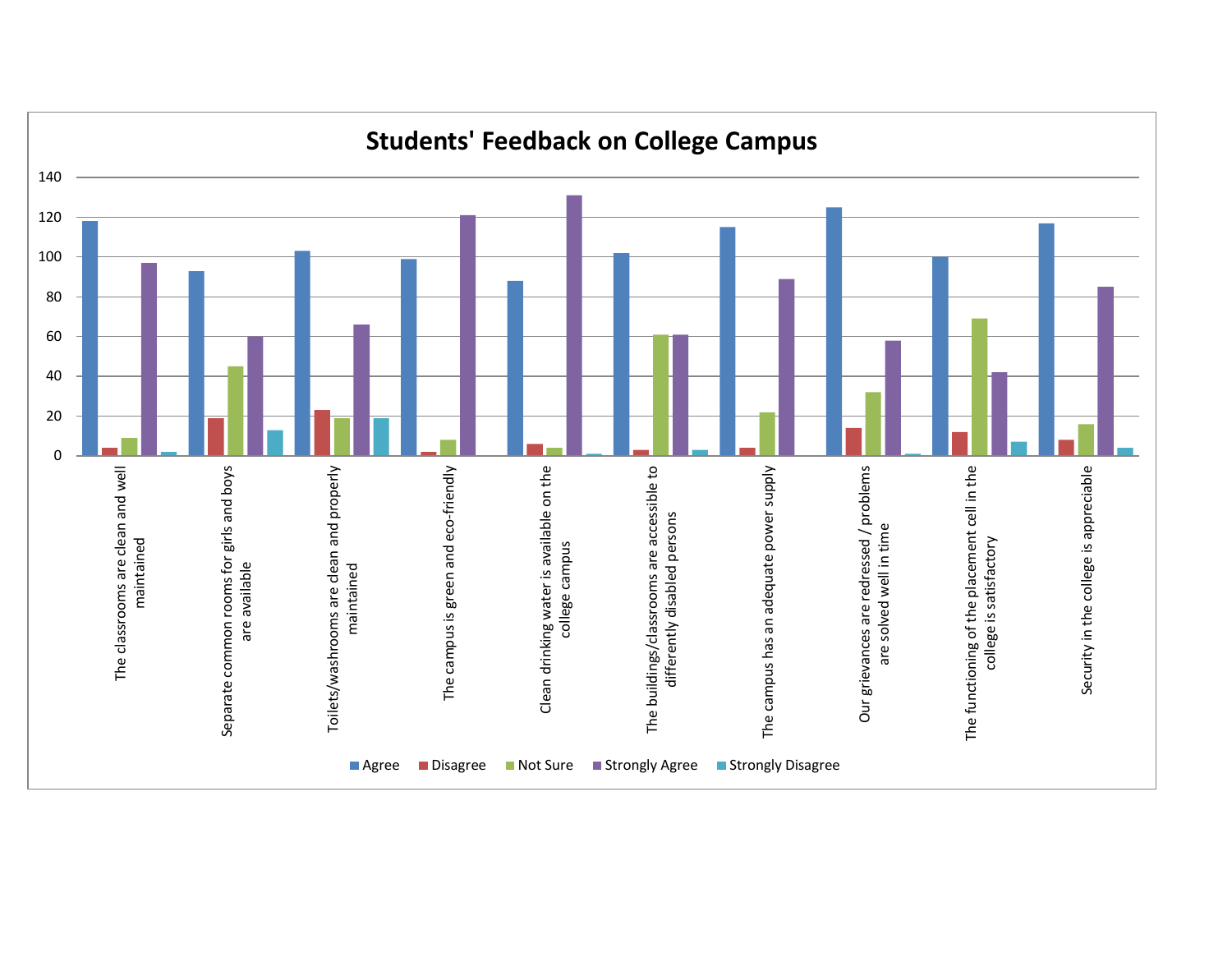# Students' Feedback on College Campus

Categories:

- The classrooms are clean and well maintained
- Separate common rooms for girls and boys are available
- Toilets/washrooms are clean and properly maintained
- The campus is green and eco-friendly
- Clean drinking water is available on the college campus
- The buildings/classrooms are accessible to differently disabled persons
- The campus has an adequate power supply
- Our grievances are redressed / problems are solved well in time
- The functioning of the placement cell in the college is satisfactory
- Security in the college is appreciable

Legend: Agree, Disagree, Not Sure, Strongly Agree, Strongly Disagree

Y-axis: 0, 20, 40, 60, 80, 100, 120, 140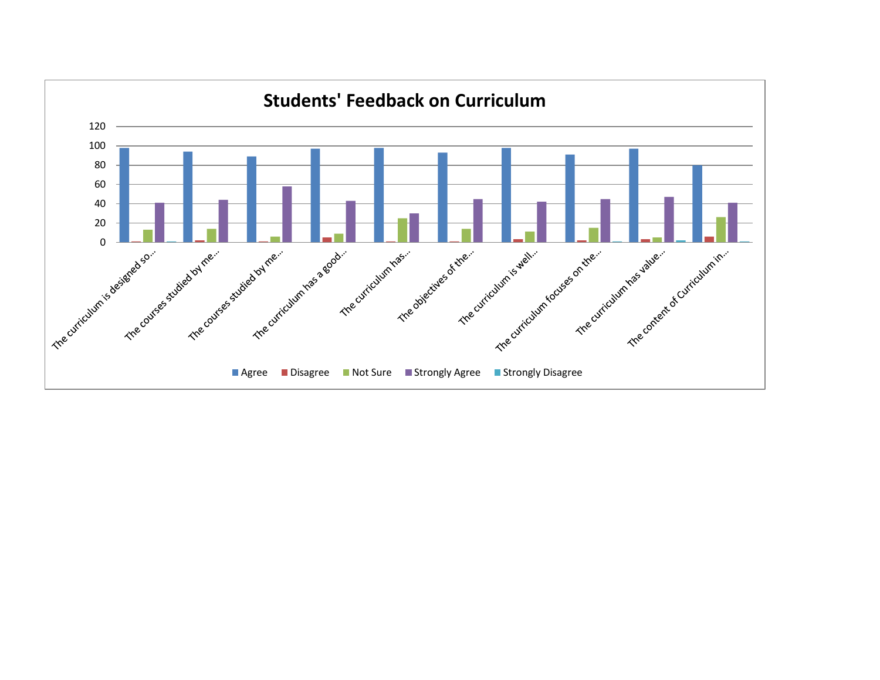## Students' Feedback on Curriculum

| | Agree | Disagree | Not Sure | Strongly Agree | Strongly Disagree |
|---|---|---|---|---|---|
| The curriculum is designed so... | 98 | 1 | 13 | 41 | 1 |
| The courses studied by me... | 94 | 2 | 14 | 44 | |
| The courses studied by me... | 89 | 1 | 6 | 58 | |
| The curriculum has a good... | 97 | 5 | 9 | 43 | |
| The curriculum has... | 98 | 1 | 25 | 30 | |
| The objectives of the... | 93 | 1 | 14 | 45 | |
| The curriculum is well... | 98 | 3 | 11 | 42 | |
| The curriculum focuses on the... | 91 | 2 | 15 | 45 | 1 |
| The curriculum has value... | 97 | 3 | 5 | 47 | 2 |
| The content of Curriculum in... | 80 | 6 | 26 | 41 | 1 |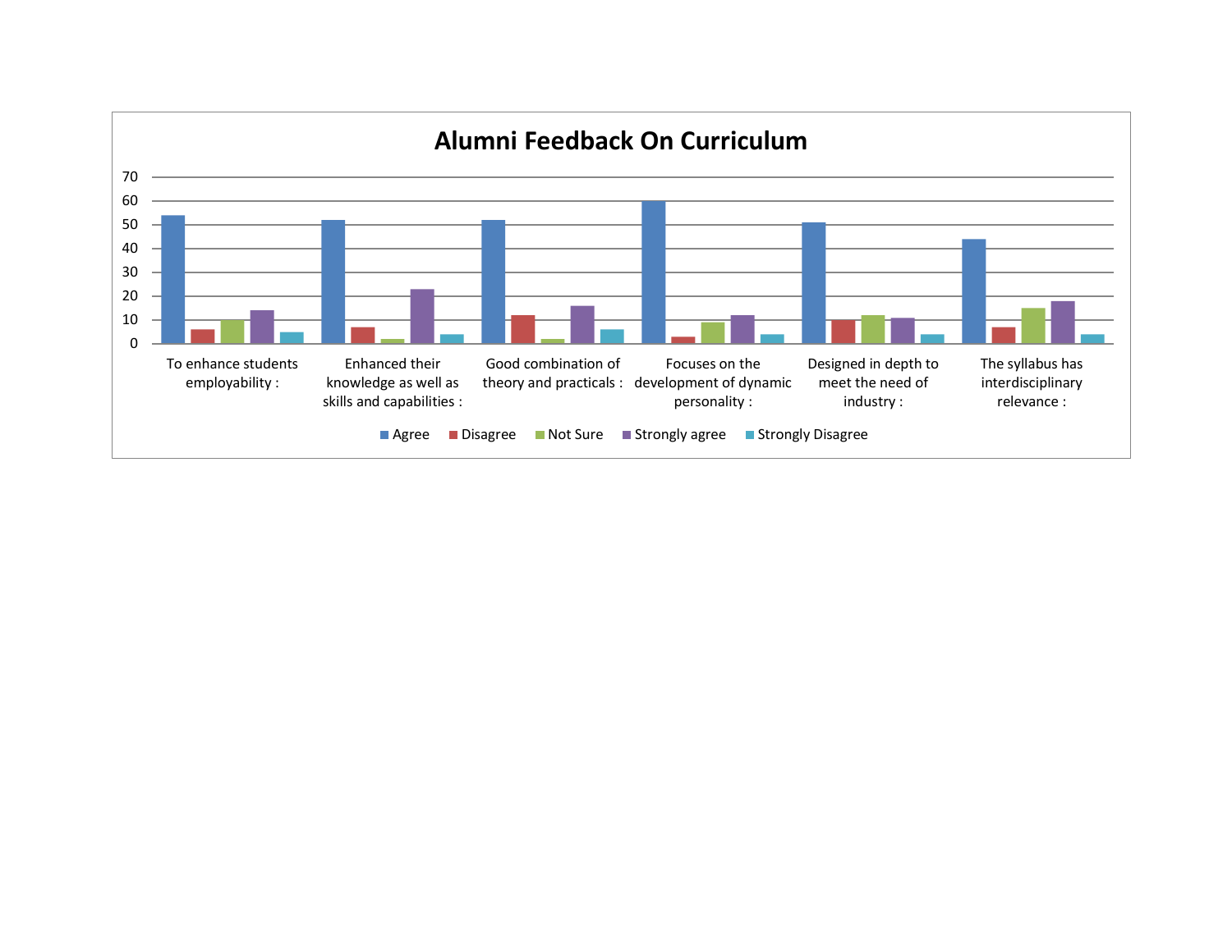# Alumni Feedback On Curriculum

70
60
50
40
30
20
10
0

To enhance students employability :

Enhanced their knowledge as well as skills and capabilities :

Good combination of theory and practicals :

Focuses on the development of dynamic personality :

Designed in depth to meet the need of industry :

The syllabus has interdisciplinary relevance :

Agree   Disagree   Not Sure   Strongly agree   Strongly Disagree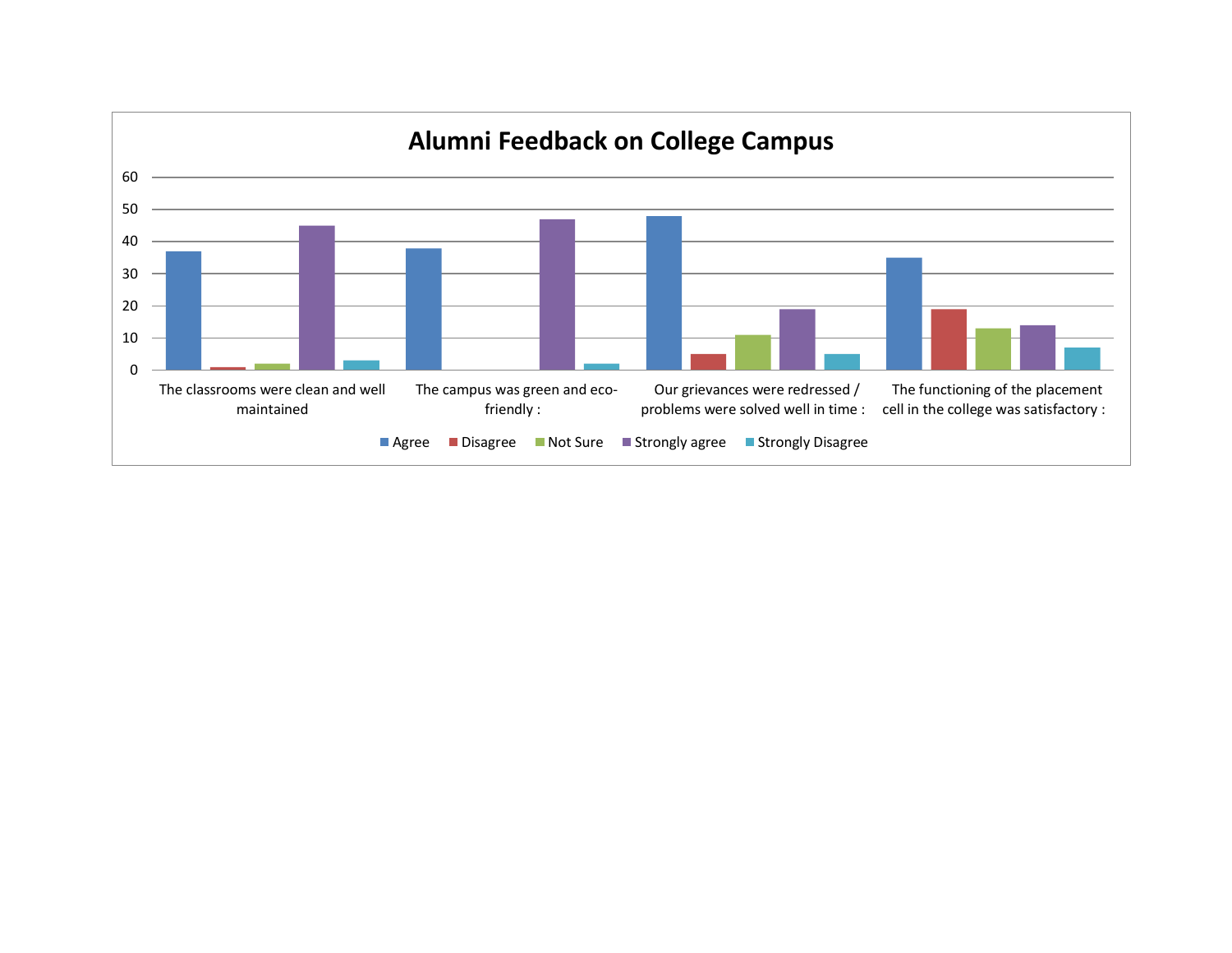## Alumni Feedback on College Campus

| | Agree | Disagree | Not Sure | Strongly agree | Strongly Disagree |
|---|---|---|---|---|---|
| The classrooms were clean and well maintained | 37 | 1 | 2 | 45 | 3 |
| The campus was green and eco-friendly : | 38 | | | 47 | 2 |
| Our grievances were redressed / problems were solved well in time : | 48 | 5 | 11 | 19 | 5 |
| The functioning of the placement cell in the college was satisfactory : | 35 | 19 | 13 | 14 | 7 |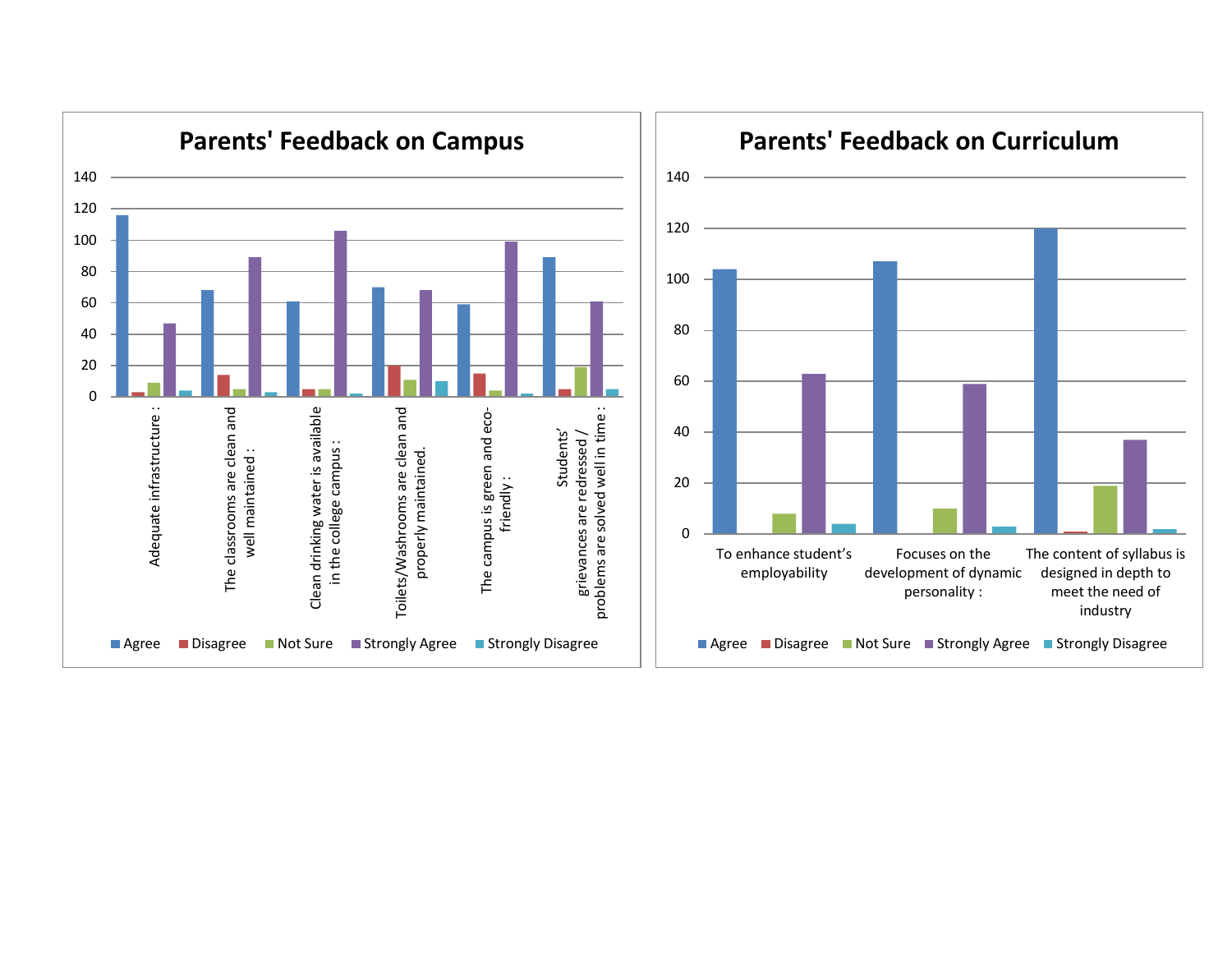## Parents' Feedback on Campus

140
120
100
80
60
40
20
0

- Adequate infrastructure :
- The classrooms are clean and well maintained :
- Clean drinking water is available in the college campus :
- Toilets/Washrooms are clean and properly maintained.
- The campus is green and eco-friendly :
- Students' grievances are redressed / problems are solved well in time :

Agree | Disagree | Not Sure | Strongly Agree | Strongly Disagree

## Parents' Feedback on Curriculum

140
120
100
80
60
40
20
0

- To enhance student's employability
- Focuses on the development of dynamic personality :
- The content of syllabus is designed in depth to meet the need of industry

Agree | Disagree | Not Sure | Strongly Agree | Strongly Disagree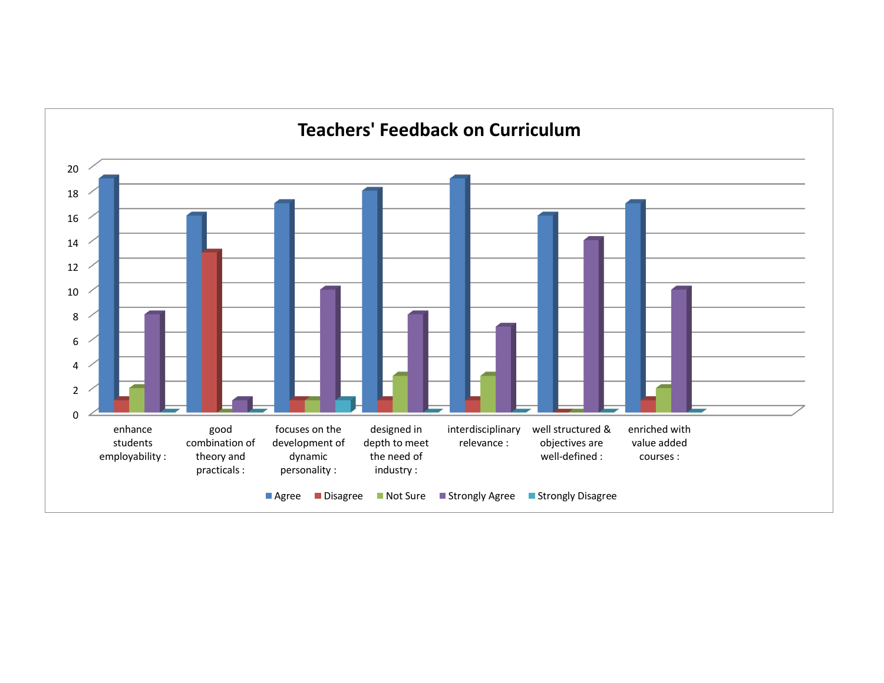**Teachers' Feedback on Curriculum**

20
18
16
14
12
10
8
6
4
2
0

enhance students employability :
good combination of theory and practicals :
focuses on the development of dynamic personality :
designed in depth to meet the need of industry :
interdisciplinary relevance :
well structured & objectives are well-defined :
enriched with value added courses :

Agree
Disagree
Not Sure
Strongly Agree
Strongly Disagree